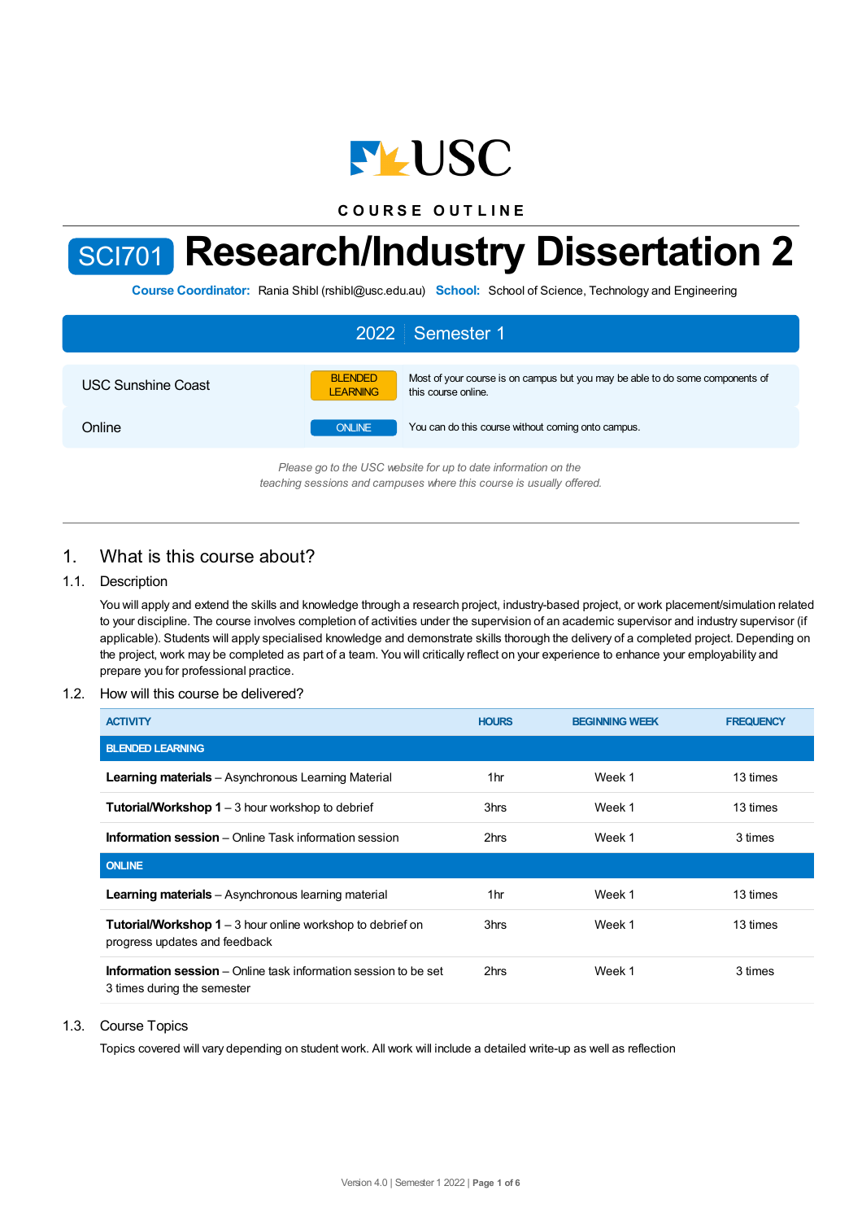COURSE OUTLINE

# SCI701 Research/Industry Dissertation 2

**Course Coordinator:** Rania Shibl (rshibl@usc.edu.au) **School:** School of Science, Technology and Engineering

## 2022 | Semester 1

| | | |
|---|---|---|
| USC Sunshine Coast | BLENDED LEARNING | Most of your course is on campus but you may be able to do some components of this course online. |
| Online | ONLINE | You can do this course without coming onto campus. |

*Please go to the USC website for up to date information on the teaching sessions and campuses where this course is usually offered.*

## 1. What is this course about?

### 1.1. Description

You will apply and extend the skills and knowledge through a research project, industry-based project, or work placement/simulation related to your discipline. The course involves completion of activities under the supervision of an academic supervisor and industry supervisor (if applicable). Students will apply specialised knowledge and demonstrate skills thorough the delivery of a completed project. Depending on the project, work may be completed as part of a team. You will critically reflect on your experience to enhance your employability and prepare you for professional practice.

### 1.2. How will this course be delivered?

| ACTIVITY | HOURS | BEGINNING WEEK | FREQUENCY |
|---|---|---|---|
| **BLENDED LEARNING** | | | |
| **Learning materials** – Asynchronous Learning Material | 1hr | Week 1 | 13 times |
| **Tutorial/Workshop 1** – 3 hour workshop to debrief | 3hrs | Week 1 | 13 times |
| **Information session** – Online Task information session | 2hrs | Week 1 | 3 times |
| **ONLINE** | | | |
| **Learning materials** – Asynchronous learning material | 1hr | Week 1 | 13 times |
| **Tutorial/Workshop 1** – 3 hour online workshop to debrief on progress updates and feedback | 3hrs | Week 1 | 13 times |
| **Information session** – Online task information session to be set 3 times during the semester | 2hrs | Week 1 | 3 times |

### 1.3. Course Topics

Topics covered will vary depending on student work. All work will include a detailed write-up as well as reflection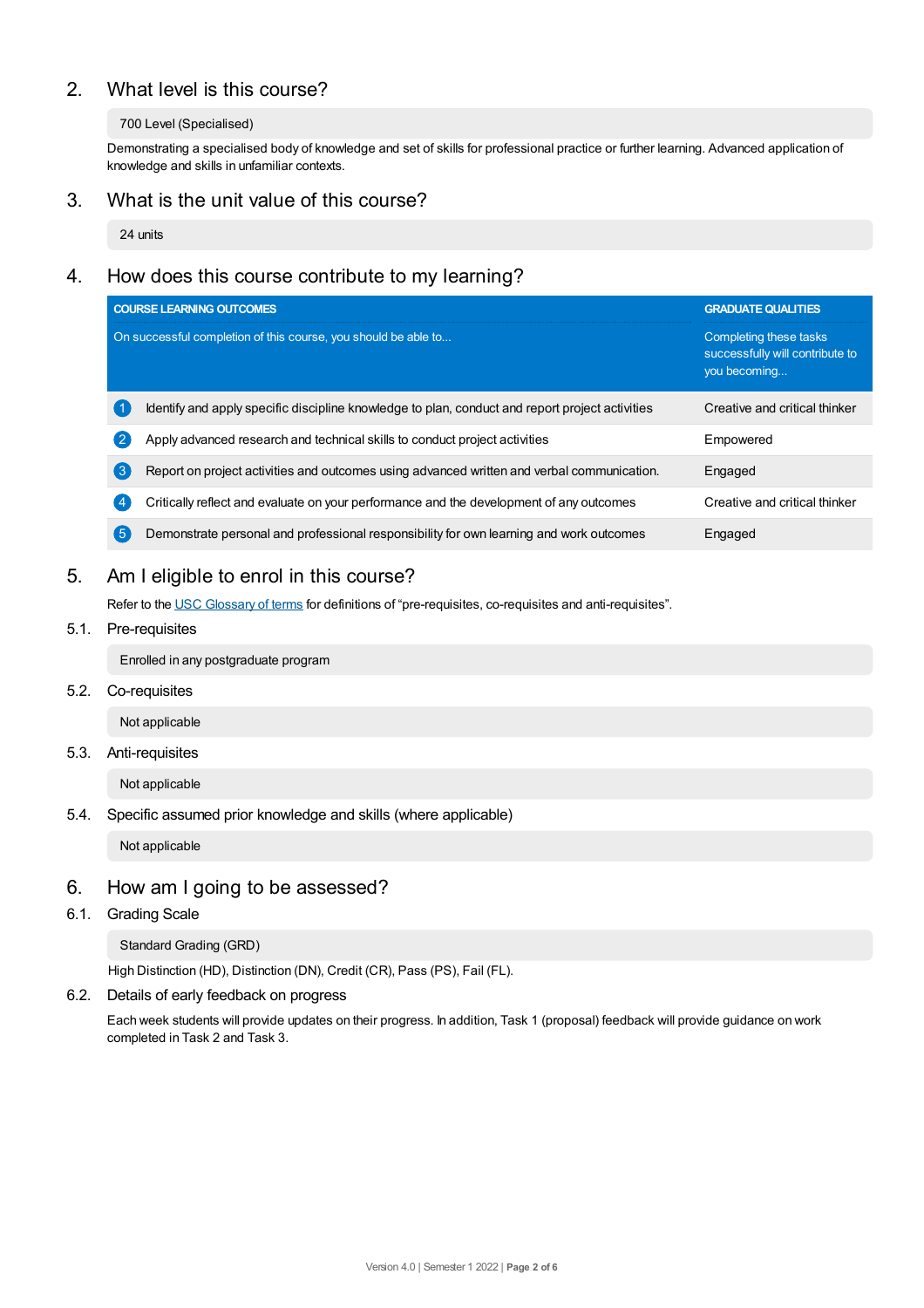## 2. What level is this course?

700 Level (Specialised)

Demonstrating a specialised body of knowledge and set of skills for professional practice or further learning. Advanced application of knowledge and skills in unfamiliar contexts.

## 3. What is the unit value of this course?

24 units

## 4. How does this course contribute to my learning?

| | COURSE LEARNING OUTCOMES<br>On successful completion of this course, you should be able to... | GRADUATE QUALITIES<br>Completing these tasks successfully will contribute to you becoming... |
|---|---|---|
| 1 | Identify and apply specific discipline knowledge to plan, conduct and report project activities | Creative and critical thinker |
| 2 | Apply advanced research and technical skills to conduct project activities | Empowered |
| 3 | Report on project activities and outcomes using advanced written and verbal communication. | Engaged |
| 4 | Critically reflect and evaluate on your performance and the development of any outcomes | Creative and critical thinker |
| 5 | Demonstrate personal and professional responsibility for own learning and work outcomes | Engaged |

## 5. Am I eligible to enrol in this course?

Refer to the USC Glossary of terms for definitions of "pre-requisites, co-requisites and anti-requisites".

### 5.1. Pre-requisites

Enrolled in any postgraduate program

### 5.2. Co-requisites

Not applicable

### 5.3. Anti-requisites

Not applicable

### 5.4. Specific assumed prior knowledge and skills (where applicable)

Not applicable

## 6. How am I going to be assessed?

### 6.1. Grading Scale

Standard Grading (GRD)

High Distinction (HD), Distinction (DN), Credit (CR), Pass (PS), Fail (FL).

### 6.2. Details of early feedback on progress

Each week students will provide updates on their progress. In addition, Task 1 (proposal) feedback will provide guidance on work completed in Task 2 and Task 3.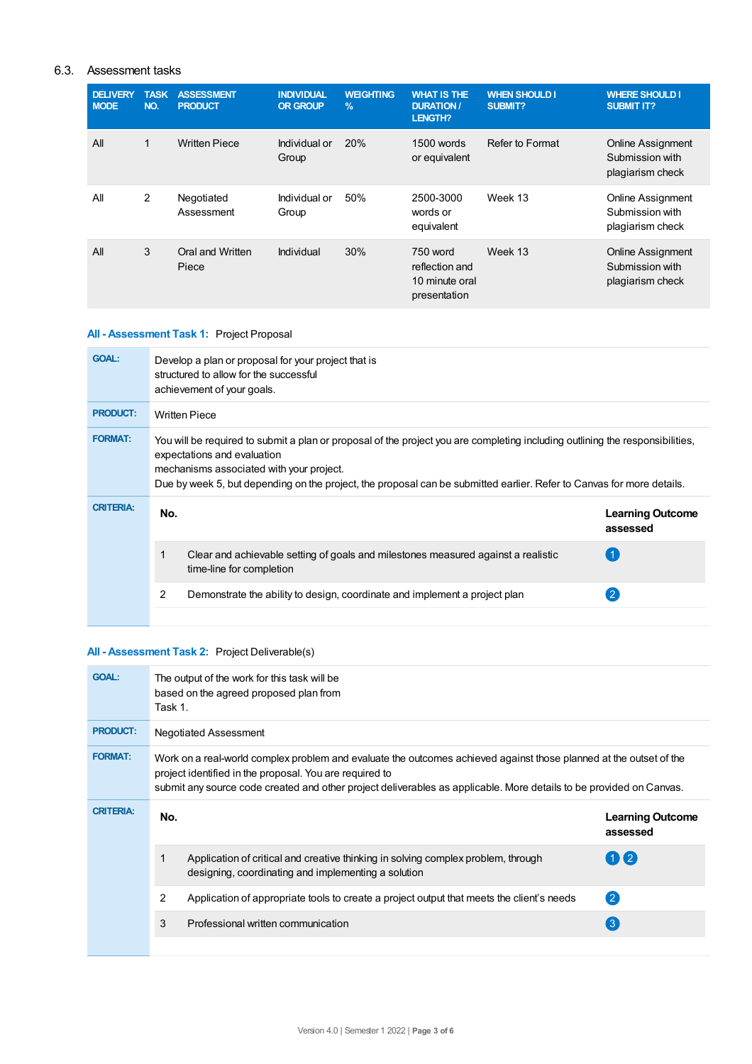## 6.3. Assessment tasks

| DELIVERY MODE | TASK NO. | ASSESSMENT PRODUCT | INDIVIDUAL OR GROUP | WEIGHTING % | WHAT IS THE DURATION / LENGTH? | WHEN SHOULD I SUBMIT? | WHERE SHOULD I SUBMIT IT? |
|---|---|---|---|---|---|---|---|
| All | 1 | Written Piece | Individual or Group | 20% | 1500 words or equivalent | Refer to Format | Online Assignment Submission with plagiarism check |
| All | 2 | Negotiated Assessment | Individual or Group | 50% | 2500-3000 words or equivalent | Week 13 | Online Assignment Submission with plagiarism check |
| All | 3 | Oral and Written Piece | Individual | 30% | 750 word reflection and 10 minute oral presentation | Week 13 | Online Assignment Submission with plagiarism check |

### All - Assessment Task 1: Project Proposal

**GOAL:** Develop a plan or proposal for your project that is structured to allow for the successful achievement of your goals.

**PRODUCT:** Written Piece

**FORMAT:** You will be required to submit a plan or proposal of the project you are completing including outlining the responsibilities, expectations and evaluation mechanisms associated with your project.
Due by week 5, but depending on the project, the proposal can be submitted earlier. Refer to Canvas for more details.

**CRITERIA:**

| No. | | Learning Outcome assessed |
|---|---|---|
| 1 | Clear and achievable setting of goals and milestones measured against a realistic time-line for completion | 1 |
| 2 | Demonstrate the ability to design, coordinate and implement a project plan | 2 |

### All - Assessment Task 2: Project Deliverable(s)

**GOAL:** The output of the work for this task will be based on the agreed proposed plan from Task 1.

**PRODUCT:** Negotiated Assessment

**FORMAT:** Work on a real-world complex problem and evaluate the outcomes achieved against those planned at the outset of the project identified in the proposal. You are required to submit any source code created and other project deliverables as applicable. More details to be provided on Canvas.

**CRITERIA:**

| No. | | Learning Outcome assessed |
|---|---|---|
| 1 | Application of critical and creative thinking in solving complex problem, through designing, coordinating and implementing a solution | 1 2 |
| 2 | Application of appropriate tools to create a project output that meets the client's needs | 2 |
| 3 | Professional written communication | 3 |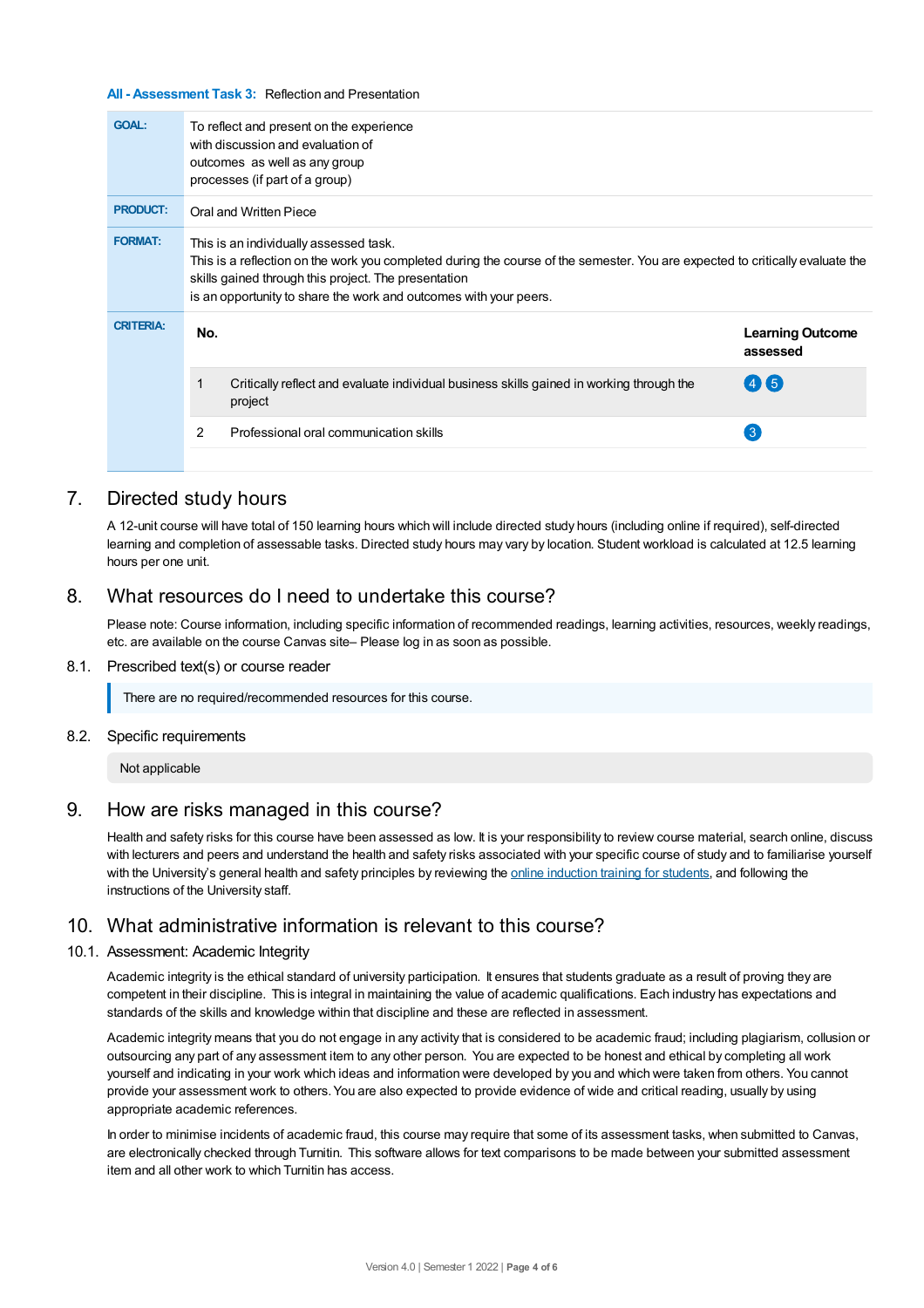**All - Assessment Task 3:** Reflection and Presentation

| | |
|---|---|
| **GOAL:** | To reflect and present on the experience with discussion and evaluation of outcomes as well as any group processes (if part of a group) |
| **PRODUCT:** | Oral and Written Piece |
| **FORMAT:** | This is an individually assessed task.<br>This is a reflection on the work you completed during the course of the semester. You are expected to critically evaluate the skills gained through this project. The presentation<br>is an opportunity to share the work and outcomes with your peers. |
| **CRITERIA:** | |

| No. | | Learning Outcome assessed |
|---|---|---|
| 1 | Critically reflect and evaluate individual business skills gained in working through the project | 4 5 |
| 2 | Professional oral communication skills | 3 |

## 7. Directed study hours

A 12-unit course will have total of 150 learning hours which will include directed study hours (including online if required), self-directed learning and completion of assessable tasks. Directed study hours may vary by location. Student workload is calculated at 12.5 learning hours per one unit.

## 8. What resources do I need to undertake this course?

Please note: Course information, including specific information of recommended readings, learning activities, resources, weekly readings, etc. are available on the course Canvas site– Please log in as soon as possible.

### 8.1. Prescribed text(s) or course reader

There are no required/recommended resources for this course.

### 8.2. Specific requirements

Not applicable

## 9. How are risks managed in this course?

Health and safety risks for this course have been assessed as low. It is your responsibility to review course material, search online, discuss with lecturers and peers and understand the health and safety risks associated with your specific course of study and to familiarise yourself with the University's general health and safety principles by reviewing the online induction training for students, and following the instructions of the University staff.

## 10. What administrative information is relevant to this course?

### 10.1. Assessment: Academic Integrity

Academic integrity is the ethical standard of university participation. It ensures that students graduate as a result of proving they are competent in their discipline. This is integral in maintaining the value of academic qualifications. Each industry has expectations and standards of the skills and knowledge within that discipline and these are reflected in assessment.

Academic integrity means that you do not engage in any activity that is considered to be academic fraud; including plagiarism, collusion or outsourcing any part of any assessment item to any other person. You are expected to be honest and ethical by completing all work yourself and indicating in your work which ideas and information were developed by you and which were taken from others. You cannot provide your assessment work to others. You are also expected to provide evidence of wide and critical reading, usually by using appropriate academic references.

In order to minimise incidents of academic fraud, this course may require that some of its assessment tasks, when submitted to Canvas, are electronically checked through Turnitin. This software allows for text comparisons to be made between your submitted assessment item and all other work to which Turnitin has access.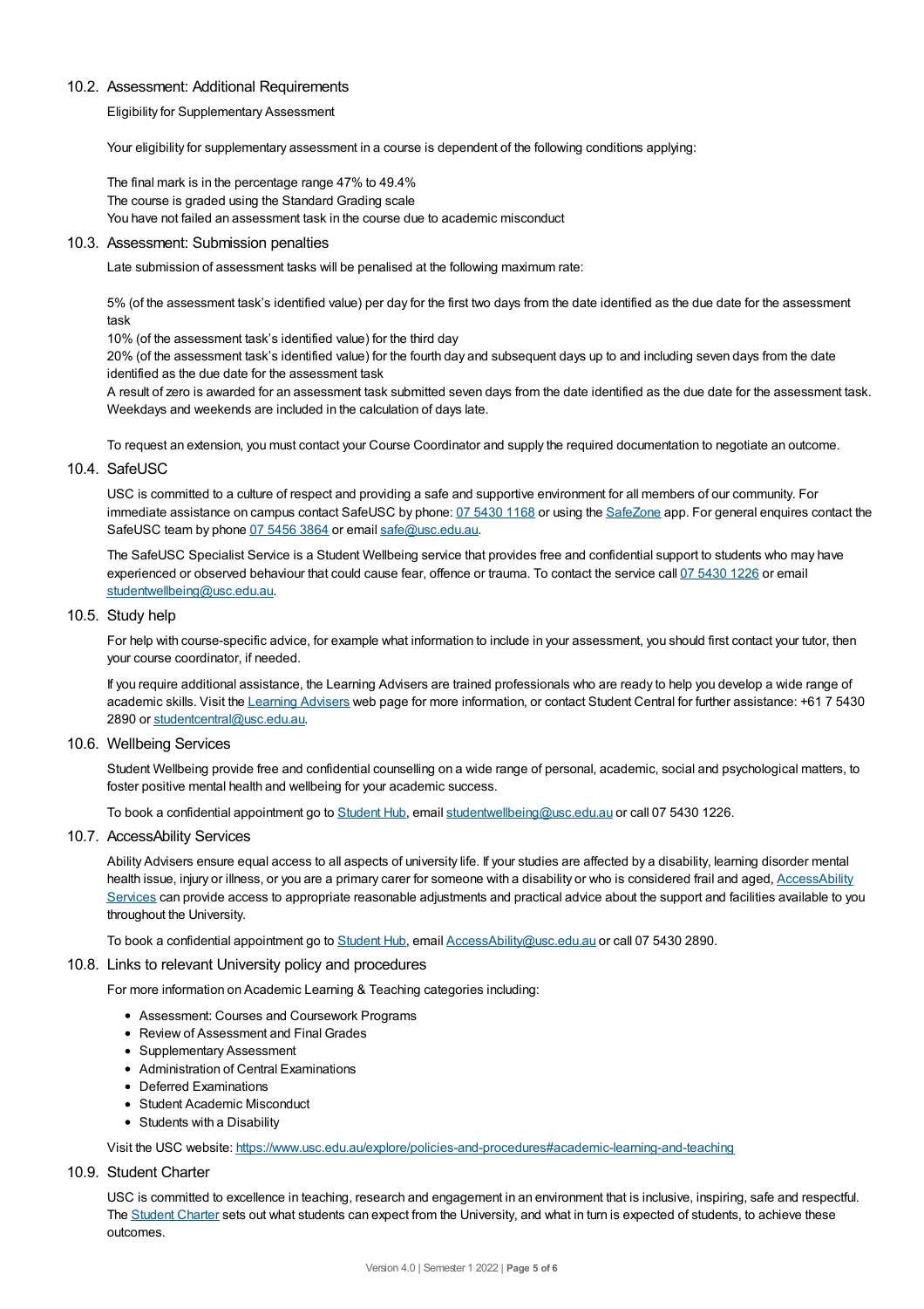## 10.2. Assessment: Additional Requirements

Eligibility for Supplementary Assessment

Your eligibility for supplementary assessment in a course is dependent of the following conditions applying:

The final mark is in the percentage range 47% to 49.4%
The course is graded using the Standard Grading scale
You have not failed an assessment task in the course due to academic misconduct

## 10.3. Assessment: Submission penalties

Late submission of assessment tasks will be penalised at the following maximum rate:

5% (of the assessment task's identified value) per day for the first two days from the date identified as the due date for the assessment task
10% (of the assessment task's identified value) for the third day
20% (of the assessment task's identified value) for the fourth day and subsequent days up to and including seven days from the date identified as the due date for the assessment task
A result of zero is awarded for an assessment task submitted seven days from the date identified as the due date for the assessment task. Weekdays and weekends are included in the calculation of days late.

To request an extension, you must contact your Course Coordinator and supply the required documentation to negotiate an outcome.

## 10.4. SafeUSC

USC is committed to a culture of respect and providing a safe and supportive environment for all members of our community. For immediate assistance on campus contact SafeUSC by phone: 07 5430 1168 or using the SafeZone app. For general enquires contact the SafeUSC team by phone 07 5456 3864 or email safe@usc.edu.au.

The SafeUSC Specialist Service is a Student Wellbeing service that provides free and confidential support to students who may have experienced or observed behaviour that could cause fear, offence or trauma. To contact the service call 07 5430 1226 or email studentwellbeing@usc.edu.au.

## 10.5. Study help

For help with course-specific advice, for example what information to include in your assessment, you should first contact your tutor, then your course coordinator, if needed.

If you require additional assistance, the Learning Advisers are trained professionals who are ready to help you develop a wide range of academic skills. Visit the Learning Advisers web page for more information, or contact Student Central for further assistance: +61 7 5430 2890 or studentcentral@usc.edu.au.

## 10.6. Wellbeing Services

Student Wellbeing provide free and confidential counselling on a wide range of personal, academic, social and psychological matters, to foster positive mental health and wellbeing for your academic success.

To book a confidential appointment go to Student Hub, email studentwellbeing@usc.edu.au or call 07 5430 1226.

## 10.7. AccessAbility Services

Ability Advisers ensure equal access to all aspects of university life. If your studies are affected by a disability, learning disorder mental health issue, injury or illness, or you are a primary carer for someone with a disability or who is considered frail and aged, AccessAbility Services can provide access to appropriate reasonable adjustments and practical advice about the support and facilities available to you throughout the University.

To book a confidential appointment go to Student Hub, email AccessAbility@usc.edu.au or call 07 5430 2890.

## 10.8. Links to relevant University policy and procedures

For more information on Academic Learning & Teaching categories including:

- Assessment: Courses and Coursework Programs
- Review of Assessment and Final Grades
- Supplementary Assessment
- Administration of Central Examinations
- Deferred Examinations
- Student Academic Misconduct
- Students with a Disability

Visit the USC website: https://www.usc.edu.au/explore/policies-and-procedures#academic-learning-and-teaching

## 10.9. Student Charter

USC is committed to excellence in teaching, research and engagement in an environment that is inclusive, inspiring, safe and respectful. The Student Charter sets out what students can expect from the University, and what in turn is expected of students, to achieve these outcomes.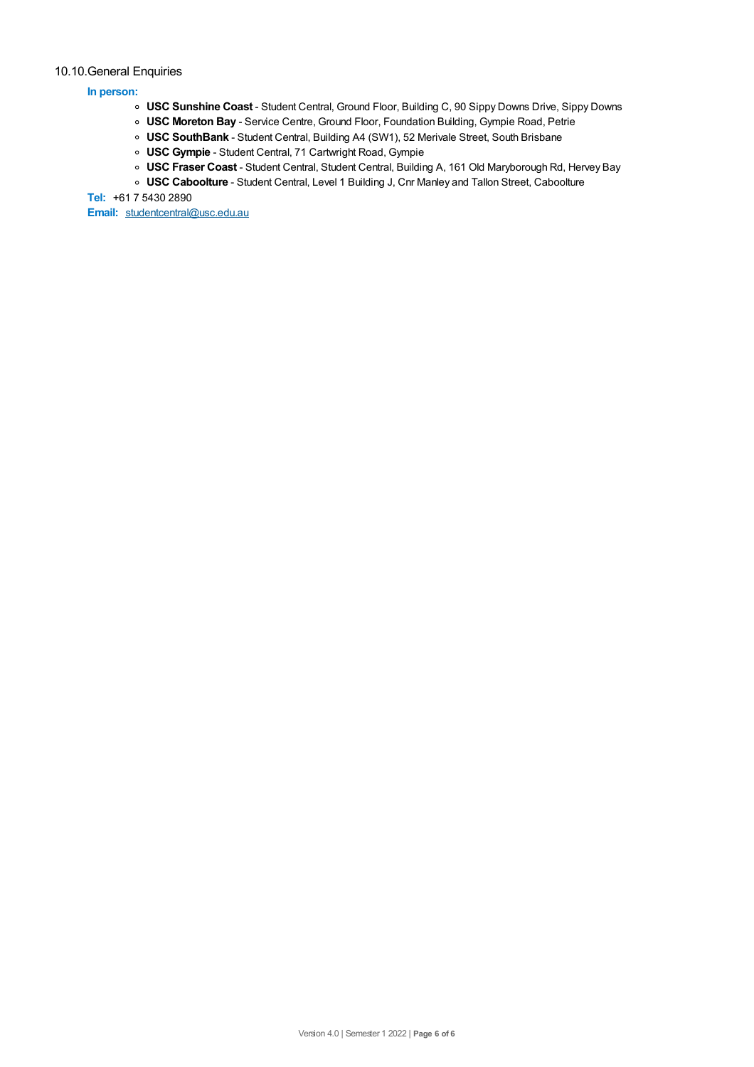## 10.10. General Enquiries

**In person:**

- **USC Sunshine Coast** - Student Central, Ground Floor, Building C, 90 Sippy Downs Drive, Sippy Downs
- **USC Moreton Bay** - Service Centre, Ground Floor, Foundation Building, Gympie Road, Petrie
- **USC SouthBank** - Student Central, Building A4 (SW1), 52 Merivale Street, South Brisbane
- **USC Gympie** - Student Central, 71 Cartwright Road, Gympie
- **USC Fraser Coast** - Student Central, Student Central, Building A, 161 Old Maryborough Rd, Hervey Bay
- **USC Caboolture** - Student Central, Level 1 Building J, Cnr Manley and Tallon Street, Caboolture

**Tel:** +61 7 5430 2890

**Email:** studentcentral@usc.edu.au